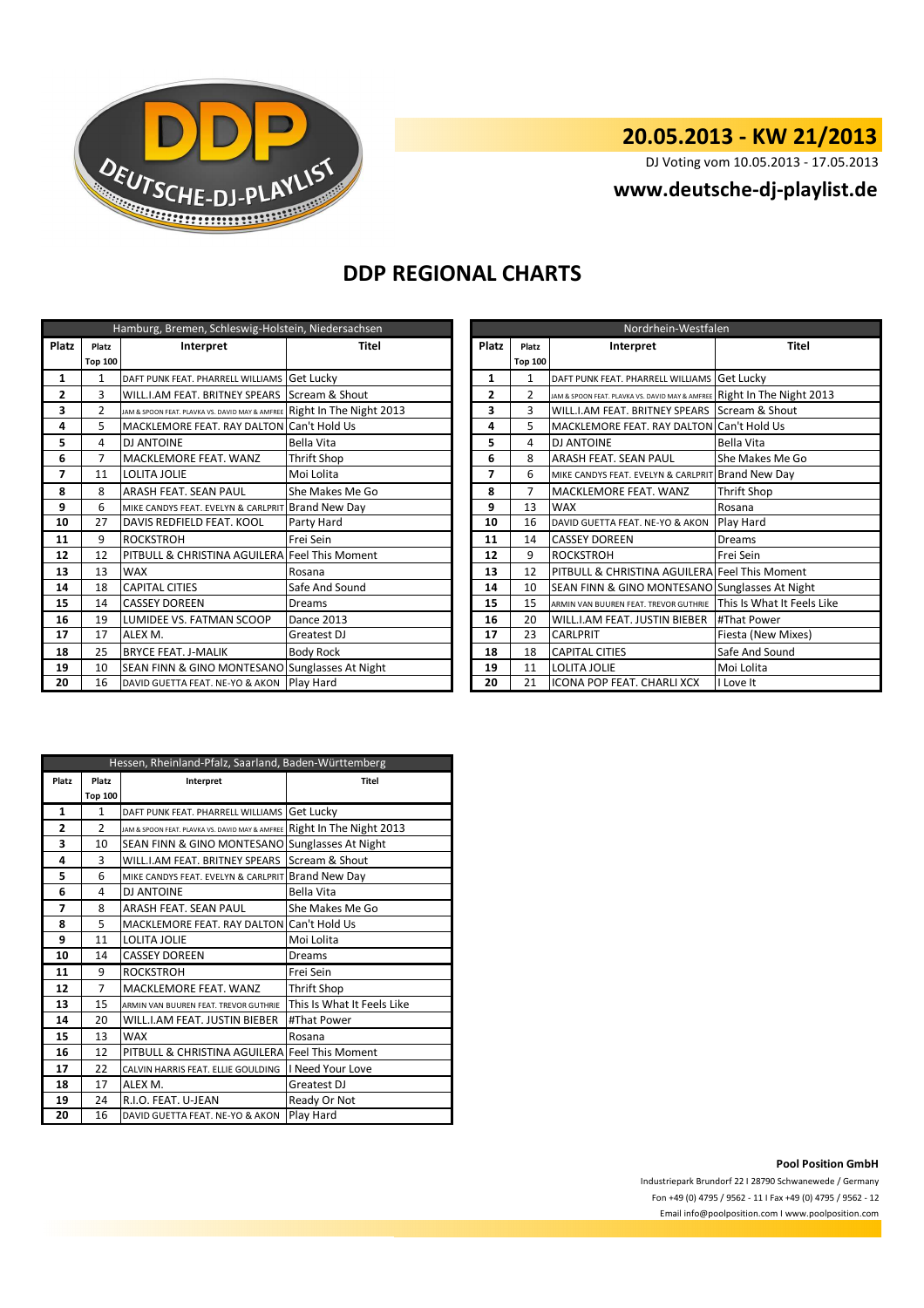DEUTSCHE-DJ-PLAYLIST

# 20.05.2013 - KW 21/2013

DJ Voting vom 10.05.2013 - 17.05.2013

## www.deutsche-dj-playlist.de

# DDP REGIONAL CHARTS

| Hamburg, Bremen, Schleswig-Holstein, Niedersachsen | | | |
|---|---|---|---|
| Platz | Platz Top 100 | Interpret | Titel |
| 1 | 1 | DAFT PUNK FEAT. PHARRELL WILLIAMS | Get Lucky |
| 2 | 3 | WILL.I.AM FEAT. BRITNEY SPEARS | Scream & Shout |
| 3 | 2 | JAM & SPOON FEAT. PLAVKA VS. DAVID MAY & AMFREE | Right In The Night 2013 |
| 4 | 5 | MACKLEMORE FEAT. RAY DALTON | Can't Hold Us |
| 5 | 4 | DJ ANTOINE | Bella Vita |
| 6 | 7 | MACKLEMORE FEAT. WANZ | Thrift Shop |
| 7 | 11 | LOLITA JOLIE | Moi Lolita |
| 8 | 8 | ARASH FEAT. SEAN PAUL | She Makes Me Go |
| 9 | 6 | MIKE CANDYS FEAT. EVELYN & CARLPRIT | Brand New Day |
| 10 | 27 | DAVIS REDFIELD FEAT. KOOL | Party Hard |
| 11 | 9 | ROCKSTROH | Frei Sein |
| 12 | 12 | PITBULL & CHRISTINA AGUILERA | Feel This Moment |
| 13 | 13 | WAX | Rosana |
| 14 | 18 | CAPITAL CITIES | Safe And Sound |
| 15 | 14 | CASSEY DOREEN | Dreams |
| 16 | 19 | LUMIDEE VS. FATMAN SCOOP | Dance 2013 |
| 17 | 17 | ALEX M. | Greatest DJ |
| 18 | 25 | BRYCE FEAT. J-MALIK | Body Rock |
| 19 | 10 | SEAN FINN & GINO MONTESANO | Sunglasses At Night |
| 20 | 16 | DAVID GUETTA FEAT. NE-YO & AKON | Play Hard |

| Nordrhein-Westfalen | | | |
|---|---|---|---|
| Platz | Platz Top 100 | Interpret | Titel |
| 1 | 1 | DAFT PUNK FEAT. PHARRELL WILLIAMS | Get Lucky |
| 2 | 2 | JAM & SPOON FEAT. PLAVKA VS. DAVID MAY & AMFREE | Right In The Night 2013 |
| 3 | 3 | WILL.I.AM FEAT. BRITNEY SPEARS | Scream & Shout |
| 4 | 5 | MACKLEMORE FEAT. RAY DALTON | Can't Hold Us |
| 5 | 4 | DJ ANTOINE | Bella Vita |
| 6 | 8 | ARASH FEAT. SEAN PAUL | She Makes Me Go |
| 7 | 6 | MIKE CANDYS FEAT. EVELYN & CARLPRIT | Brand New Day |
| 8 | 7 | MACKLEMORE FEAT. WANZ | Thrift Shop |
| 9 | 13 | WAX | Rosana |
| 10 | 16 | DAVID GUETTA FEAT. NE-YO & AKON | Play Hard |
| 11 | 14 | CASSEY DOREEN | Dreams |
| 12 | 9 | ROCKSTROH | Frei Sein |
| 13 | 12 | PITBULL & CHRISTINA AGUILERA | Feel This Moment |
| 14 | 10 | SEAN FINN & GINO MONTESANO | Sunglasses At Night |
| 15 | 15 | ARMIN VAN BUUREN FEAT. TREVOR GUTHRIE | This Is What It Feels Like |
| 16 | 20 | WILL.I.AM FEAT. JUSTIN BIEBER | #That Power |
| 17 | 23 | CARLPRIT | Fiesta (New Mixes) |
| 18 | 18 | CAPITAL CITIES | Safe And Sound |
| 19 | 11 | LOLITA JOLIE | Moi Lolita |
| 20 | 21 | ICONA POP FEAT. CHARLI XCX | I Love It |

| Hessen, Rheinland-Pfalz, Saarland, Baden-Württemberg | | | |
|---|---|---|---|
| Platz | Platz Top 100 | Interpret | Titel |
| 1 | 1 | DAFT PUNK FEAT. PHARRELL WILLIAMS | Get Lucky |
| 2 | 2 | JAM & SPOON FEAT. PLAVKA VS. DAVID MAY & AMFREE | Right In The Night 2013 |
| 3 | 10 | SEAN FINN & GINO MONTESANO | Sunglasses At Night |
| 4 | 3 | WILL.I.AM FEAT. BRITNEY SPEARS | Scream & Shout |
| 5 | 6 | MIKE CANDYS FEAT. EVELYN & CARLPRIT | Brand New Day |
| 6 | 4 | DJ ANTOINE | Bella Vita |
| 7 | 8 | ARASH FEAT. SEAN PAUL | She Makes Me Go |
| 8 | 5 | MACKLEMORE FEAT. RAY DALTON | Can't Hold Us |
| 9 | 11 | LOLITA JOLIE | Moi Lolita |
| 10 | 14 | CASSEY DOREEN | Dreams |
| 11 | 9 | ROCKSTROH | Frei Sein |
| 12 | 7 | MACKLEMORE FEAT. WANZ | Thrift Shop |
| 13 | 15 | ARMIN VAN BUUREN FEAT. TREVOR GUTHRIE | This Is What It Feels Like |
| 14 | 20 | WILL.I.AM FEAT. JUSTIN BIEBER | #That Power |
| 15 | 13 | WAX | Rosana |
| 16 | 12 | PITBULL & CHRISTINA AGUILERA | Feel This Moment |
| 17 | 22 | CALVIN HARRIS FEAT. ELLIE GOULDING | I Need Your Love |
| 18 | 17 | ALEX M. | Greatest DJ |
| 19 | 24 | R.I.O. FEAT. U-JEAN | Ready Or Not |
| 20 | 16 | DAVID GUETTA FEAT. NE-YO & AKON | Play Hard |

**Pool Position GmbH**

Industriepark Brundorf 22 I 28790 Schwanewede / Germany

Fon +49 (0) 4795 / 9562 - 11 I Fax +49 (0) 4795 / 9562 - 12

Email info@poolposition.com I www.poolposition.com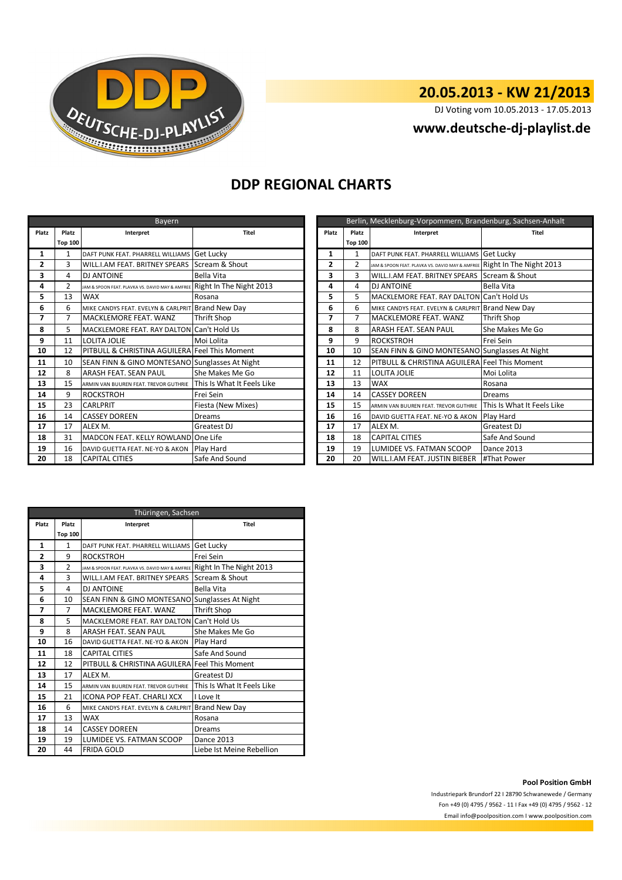# 20.05.2013 - KW 21/2013

DJ Voting vom 10.05.2013 - 17.05.2013

**www.deutsche-dj-playlist.de**

## DDP REGIONAL CHARTS

| Bayern | | | |
|---|---|---|---|
| **Platz** | **Platz Top 100** | **Interpret** | **Titel** |
| 1 | 1 | DAFT PUNK FEAT. PHARRELL WILLIAMS | Get Lucky |
| 2 | 3 | WILL.I.AM FEAT. BRITNEY SPEARS | Scream & Shout |
| 3 | 4 | DJ ANTOINE | Bella Vita |
| 4 | 2 | JAM & SPOON FEAT. PLAVKA VS. DAVID MAY & AMFREE | Right In The Night 2013 |
| 5 | 13 | WAX | Rosana |
| 6 | 6 | MIKE CANDYS FEAT. EVELYN & CARLPRIT | Brand New Day |
| 7 | 7 | MACKLEMORE FEAT. WANZ | Thrift Shop |
| 8 | 5 | MACKLEMORE FEAT. RAY DALTON | Can't Hold Us |
| 9 | 11 | LOLITA JOLIE | Moi Lolita |
| 10 | 12 | PITBULL & CHRISTINA AGUILERA | Feel This Moment |
| 11 | 10 | SEAN FINN & GINO MONTESANO | Sunglasses At Night |
| 12 | 8 | ARASH FEAT. SEAN PAUL | She Makes Me Go |
| 13 | 15 | ARMIN VAN BUUREN FEAT. TREVOR GUTHRIE | This Is What It Feels Like |
| 14 | 9 | ROCKSTROH | Frei Sein |
| 15 | 23 | CARLPRIT | Fiesta (New Mixes) |
| 16 | 14 | CASSEY DOREEN | Dreams |
| 17 | 17 | ALEX M. | Greatest DJ |
| 18 | 31 | MADCON FEAT. KELLY ROWLAND | One Life |
| 19 | 16 | DAVID GUETTA FEAT. NE-YO & AKON | Play Hard |
| 20 | 18 | CAPITAL CITIES | Safe And Sound |

| Berlin, Mecklenburg-Vorpommern, Brandenburg, Sachsen-Anhalt | | | |
|---|---|---|---|
| **Platz** | **Platz Top 100** | **Interpret** | **Titel** |
| 1 | 1 | DAFT PUNK FEAT. PHARRELL WILLIAMS | Get Lucky |
| 2 | 2 | JAM & SPOON FEAT. PLAVKA VS. DAVID MAY & AMFREE | Right In The Night 2013 |
| 3 | 3 | WILL.I.AM FEAT. BRITNEY SPEARS | Scream & Shout |
| 4 | 4 | DJ ANTOINE | Bella Vita |
| 5 | 5 | MACKLEMORE FEAT. RAY DALTON | Can't Hold Us |
| 6 | 6 | MIKE CANDYS FEAT. EVELYN & CARLPRIT | Brand New Day |
| 7 | 7 | MACKLEMORE FEAT. WANZ | Thrift Shop |
| 8 | 8 | ARASH FEAT. SEAN PAUL | She Makes Me Go |
| 9 | 9 | ROCKSTROH | Frei Sein |
| 10 | 10 | SEAN FINN & GINO MONTESANO | Sunglasses At Night |
| 11 | 12 | PITBULL & CHRISTINA AGUILERA | Feel This Moment |
| 12 | 11 | LOLITA JOLIE | Moi Lolita |
| 13 | 13 | WAX | Rosana |
| 14 | 14 | CASSEY DOREEN | Dreams |
| 15 | 15 | ARMIN VAN BUUREN FEAT. TREVOR GUTHRIE | This Is What It Feels Like |
| 16 | 16 | DAVID GUETTA FEAT. NE-YO & AKON | Play Hard |
| 17 | 17 | ALEX M. | Greatest DJ |
| 18 | 18 | CAPITAL CITIES | Safe And Sound |
| 19 | 19 | LUMIDEE VS. FATMAN SCOOP | Dance 2013 |
| 20 | 20 | WILL.I.AM FEAT. JUSTIN BIEBER | #That Power |

| Thüringen, Sachsen | | | |
|---|---|---|---|
| **Platz** | **Platz Top 100** | **Interpret** | **Titel** |
| 1 | 1 | DAFT PUNK FEAT. PHARRELL WILLIAMS | Get Lucky |
| 2 | 9 | ROCKSTROH | Frei Sein |
| 3 | 2 | JAM & SPOON FEAT. PLAVKA VS. DAVID MAY & AMFREE | Right In The Night 2013 |
| 4 | 3 | WILL.I.AM FEAT. BRITNEY SPEARS | Scream & Shout |
| 5 | 4 | DJ ANTOINE | Bella Vita |
| 6 | 10 | SEAN FINN & GINO MONTESANO | Sunglasses At Night |
| 7 | 7 | MACKLEMORE FEAT. WANZ | Thrift Shop |
| 8 | 5 | MACKLEMORE FEAT. RAY DALTON | Can't Hold Us |
| 9 | 8 | ARASH FEAT. SEAN PAUL | She Makes Me Go |
| 10 | 16 | DAVID GUETTA FEAT. NE-YO & AKON | Play Hard |
| 11 | 18 | CAPITAL CITIES | Safe And Sound |
| 12 | 12 | PITBULL & CHRISTINA AGUILERA | Feel This Moment |
| 13 | 17 | ALEX M. | Greatest DJ |
| 14 | 15 | ARMIN VAN BUUREN FEAT. TREVOR GUTHRIE | This Is What It Feels Like |
| 15 | 21 | ICONA POP FEAT. CHARLI XCX | I Love It |
| 16 | 6 | MIKE CANDYS FEAT. EVELYN & CARLPRIT | Brand New Day |
| 17 | 13 | WAX | Rosana |
| 18 | 14 | CASSEY DOREEN | Dreams |
| 19 | 19 | LUMIDEE VS. FATMAN SCOOP | Dance 2013 |
| 20 | 44 | FRIDA GOLD | Liebe Ist Meine Rebellion |

**Pool Position GmbH**

Industriepark Brundorf 22 I 28790 Schwanewede / Germany

Fon +49 (0) 4795 / 9562 - 11 I Fax +49 (0) 4795 / 9562 - 12

Email info@poolposition.com I www.poolposition.com